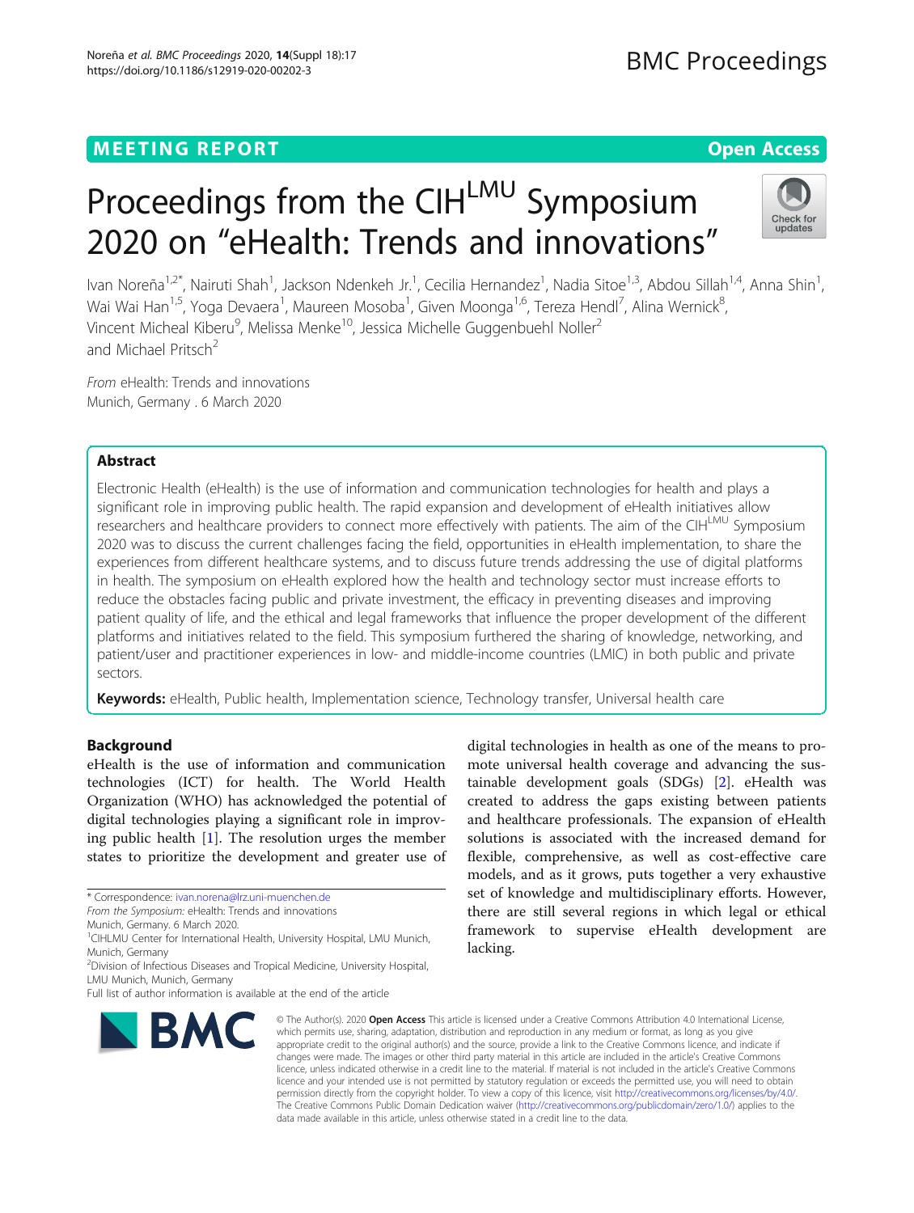MEETING REPORT

Open Access

# Proceedings from the CIH[LMU] Symposium 2020 on "eHealth: Trends and innovations"

Ivan Noreña[1,2*], Nairuti Shah[1], Jackson Ndenkeh Jr.[1], Cecilia Hernandez[1], Nadia Sitoe[1,3], Abdou Sillah[1,4], Anna Shin[1], Wai Wai Han[1,5], Yoga Devaera[1], Maureen Mosoba[1], Given Moonga[1,6], Tereza Hendl[7], Alina Wernick[8], Vincent Micheal Kiberu[9], Melissa Menke[10], Jessica Michelle Guggenbuehl Noller[2] and Michael Pritsch[2]

*From* eHealth: Trends and innovations
Munich, Germany . 6 March 2020

## Abstract

Electronic Health (eHealth) is the use of information and communication technologies for health and plays a significant role in improving public health. The rapid expansion and development of eHealth initiatives allow researchers and healthcare providers to connect more effectively with patients. The aim of the CIH[LMU] Symposium 2020 was to discuss the current challenges facing the field, opportunities in eHealth implementation, to share the experiences from different healthcare systems, and to discuss future trends addressing the use of digital platforms in health. The symposium on eHealth explored how the health and technology sector must increase efforts to reduce the obstacles facing public and private investment, the efficacy in preventing diseases and improving patient quality of life, and the ethical and legal frameworks that influence the proper development of the different platforms and initiatives related to the field. This symposium furthered the sharing of knowledge, networking, and patient/user and practitioner experiences in low- and middle-income countries (LMIC) in both public and private sectors.

**Keywords:** eHealth, Public health, Implementation science, Technology transfer, Universal health care

## Background

eHealth is the use of information and communication technologies (ICT) for health. The World Health Organization (WHO) has acknowledged the potential of digital technologies playing a significant role in improving public health [1]. The resolution urges the member states to prioritize the development and greater use of digital technologies in health as one of the means to promote universal health coverage and advancing the sustainable development goals (SDGs) [2]. eHealth was created to address the gaps existing between patients and healthcare professionals. The expansion of eHealth solutions is associated with the increased demand for flexible, comprehensive, as well as cost-effective care models, and as it grows, puts together a very exhaustive set of knowledge and multidisciplinary efforts. However, there are still several regions in which legal or ethical framework to supervise eHealth development are lacking.

* Correspondence: ivan.norena@lrz.uni-muenchen.de
*From the Symposium:* eHealth: Trends and innovations
Munich, Germany. 6 March 2020.
[1]CIHLMU Center for International Health, University Hospital, LMU Munich, Munich, Germany
[2]Division of Infectious Diseases and Tropical Medicine, University Hospital, LMU Munich, Munich, Germany
Full list of author information is available at the end of the article

© The Author(s). 2020 **Open Access** This article is licensed under a Creative Commons Attribution 4.0 International License, which permits use, sharing, adaptation, distribution and reproduction in any medium or format, as long as you give appropriate credit to the original author(s) and the source, provide a link to the Creative Commons licence, and indicate if changes were made. The images or other third party material in this article are included in the article's Creative Commons licence, unless indicated otherwise in a credit line to the material. If material is not included in the article's Creative Commons licence and your intended use is not permitted by statutory regulation or exceeds the permitted use, you will need to obtain permission directly from the copyright holder. To view a copy of this licence, visit http://creativecommons.org/licenses/by/4.0/. The Creative Commons Public Domain Dedication waiver (http://creativecommons.org/publicdomain/zero/1.0/) applies to the data made available in this article, unless otherwise stated in a credit line to the data.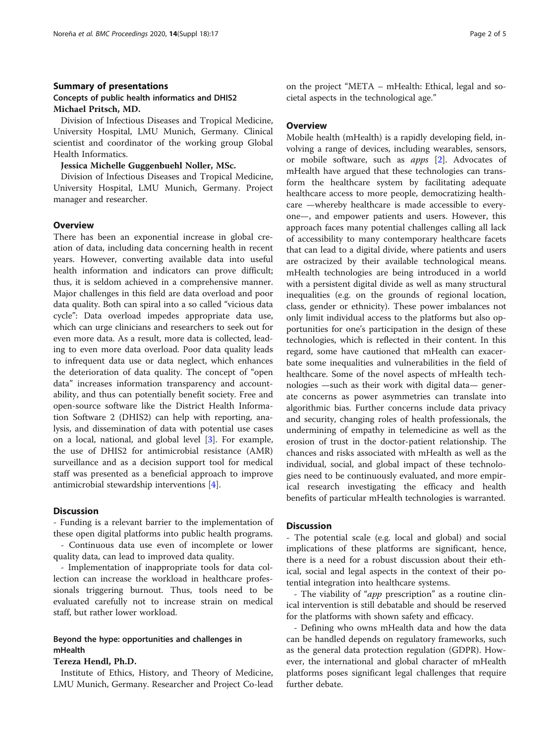## Summary of presentations

### Concepts of public health informatics and DHIS2

**Michael Pritsch, MD.**

Division of Infectious Diseases and Tropical Medicine, University Hospital, LMU Munich, Germany. Clinical scientist and coordinator of the working group Global Health Informatics.

**Jessica Michelle Guggenbuehl Noller, MSc.**

Division of Infectious Diseases and Tropical Medicine, University Hospital, LMU Munich, Germany. Project manager and researcher.

#### Overview

There has been an exponential increase in global creation of data, including data concerning health in recent years. However, converting available data into useful health information and indicators can prove difficult; thus, it is seldom achieved in a comprehensive manner. Major challenges in this field are data overload and poor data quality. Both can spiral into a so called "vicious data cycle": Data overload impedes appropriate data use, which can urge clinicians and researchers to seek out for even more data. As a result, more data is collected, leading to even more data overload. Poor data quality leads to infrequent data use or data neglect, which enhances the deterioration of data quality. The concept of "open data" increases information transparency and accountability, and thus can potentially benefit society. Free and open-source software like the District Health Information Software 2 (DHIS2) can help with reporting, analysis, and dissemination of data with potential use cases on a local, national, and global level [3]. For example, the use of DHIS2 for antimicrobial resistance (AMR) surveillance and as a decision support tool for medical staff was presented as a beneficial approach to improve antimicrobial stewardship interventions [4].

#### Discussion

- Funding is a relevant barrier to the implementation of these open digital platforms into public health programs.
- Continuous data use even of incomplete or lower quality data, can lead to improved data quality.
- Implementation of inappropriate tools for data collection can increase the workload in healthcare professionals triggering burnout. Thus, tools need to be evaluated carefully not to increase strain on medical staff, but rather lower workload.

### Beyond the hype: opportunities and challenges in mHealth

**Tereza Hendl, Ph.D.**

Institute of Ethics, History, and Theory of Medicine, LMU Munich, Germany. Researcher and Project Co-lead on the project "META – mHealth: Ethical, legal and societal aspects in the technological age."

#### Overview

Mobile health (mHealth) is a rapidly developing field, involving a range of devices, including wearables, sensors, or mobile software, such as *apps* [2]. Advocates of mHealth have argued that these technologies can transform the healthcare system by facilitating adequate healthcare access to more people, democratizing healthcare —whereby healthcare is made accessible to everyone—, and empower patients and users. However, this approach faces many potential challenges calling all lack of accessibility to many contemporary healthcare facets that can lead to a digital divide, where patients and users are ostracized by their available technological means. mHealth technologies are being introduced in a world with a persistent digital divide as well as many structural inequalities (e.g. on the grounds of regional location, class, gender or ethnicity). These power imbalances not only limit individual access to the platforms but also opportunities for one's participation in the design of these technologies, which is reflected in their content. In this regard, some have cautioned that mHealth can exacerbate some inequalities and vulnerabilities in the field of healthcare. Some of the novel aspects of mHealth technologies —such as their work with digital data— generate concerns as power asymmetries can translate into algorithmic bias. Further concerns include data privacy and security, changing roles of health professionals, the undermining of empathy in telemedicine as well as the erosion of trust in the doctor-patient relationship. The chances and risks associated with mHealth as well as the individual, social, and global impact of these technologies need to be continuously evaluated, and more empirical research investigating the efficacy and health benefits of particular mHealth technologies is warranted.

#### Discussion

- The potential scale (e.g. local and global) and social implications of these platforms are significant, hence, there is a need for a robust discussion about their ethical, social and legal aspects in the context of their potential integration into healthcare systems.
- The viability of "*app* prescription" as a routine clinical intervention is still debatable and should be reserved for the platforms with shown safety and efficacy.
- Defining who owns mHealth data and how the data can be handled depends on regulatory frameworks, such as the general data protection regulation (GDPR). However, the international and global character of mHealth platforms poses significant legal challenges that require further debate.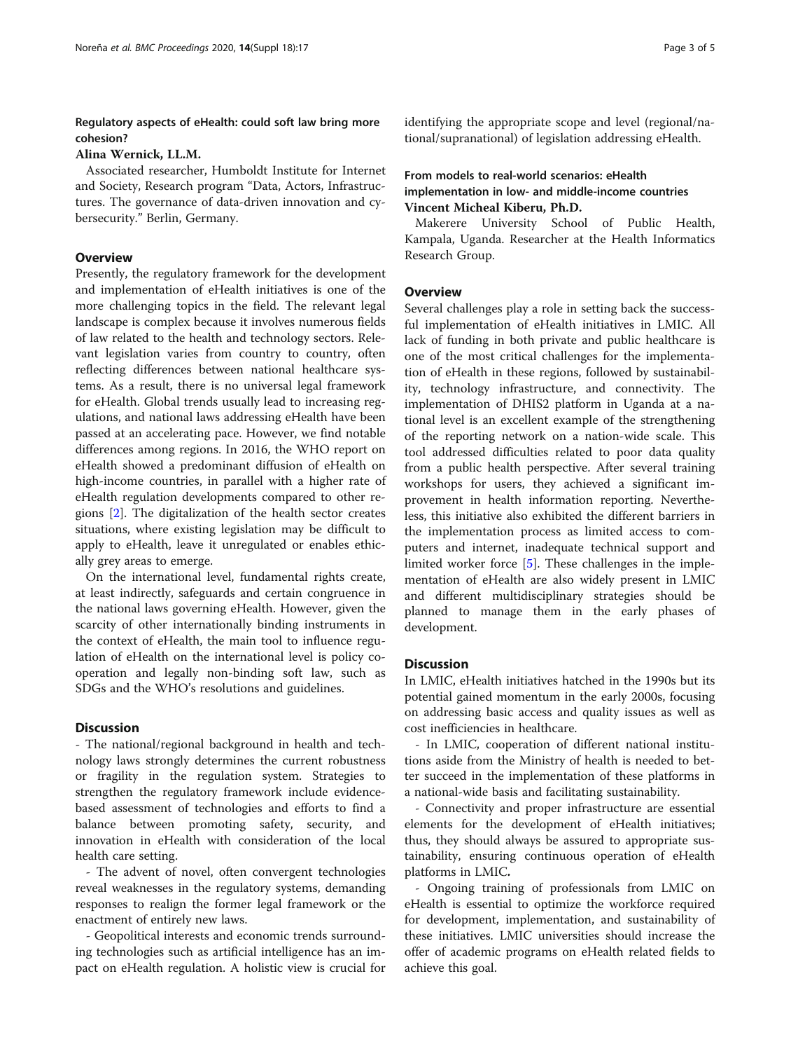## Regulatory aspects of eHealth: could soft law bring more cohesion?

**Alina Wernick, LL.M.**

Associated researcher, Humboldt Institute for Internet and Society, Research program "Data, Actors, Infrastructures. The governance of data-driven innovation and cybersecurity." Berlin, Germany.

### Overview

Presently, the regulatory framework for the development and implementation of eHealth initiatives is one of the more challenging topics in the field. The relevant legal landscape is complex because it involves numerous fields of law related to the health and technology sectors. Relevant legislation varies from country to country, often reflecting differences between national healthcare systems. As a result, there is no universal legal framework for eHealth. Global trends usually lead to increasing regulations, and national laws addressing eHealth have been passed at an accelerating pace. However, we find notable differences among regions. In 2016, the WHO report on eHealth showed a predominant diffusion of eHealth on high-income countries, in parallel with a higher rate of eHealth regulation developments compared to other regions [2]. The digitalization of the health sector creates situations, where existing legislation may be difficult to apply to eHealth, leave it unregulated or enables ethically grey areas to emerge.

On the international level, fundamental rights create, at least indirectly, safeguards and certain congruence in the national laws governing eHealth. However, given the scarcity of other internationally binding instruments in the context of eHealth, the main tool to influence regulation of eHealth on the international level is policy cooperation and legally non-binding soft law, such as SDGs and the WHO's resolutions and guidelines.

### Discussion

- The national/regional background in health and technology laws strongly determines the current robustness or fragility in the regulation system. Strategies to strengthen the regulatory framework include evidence-based assessment of technologies and efforts to find a balance between promoting safety, security, and innovation in eHealth with consideration of the local health care setting.

- The advent of novel, often convergent technologies reveal weaknesses in the regulatory systems, demanding responses to realign the former legal framework or the enactment of entirely new laws.

- Geopolitical interests and economic trends surrounding technologies such as artificial intelligence has an impact on eHealth regulation. A holistic view is crucial for identifying the appropriate scope and level (regional/national/supranational) of legislation addressing eHealth.

## From models to real-world scenarios: eHealth implementation in low- and middle-income countries

**Vincent Micheal Kiberu, Ph.D.**

Makerere University School of Public Health, Kampala, Uganda. Researcher at the Health Informatics Research Group.

### Overview

Several challenges play a role in setting back the successful implementation of eHealth initiatives in LMIC. All lack of funding in both private and public healthcare is one of the most critical challenges for the implementation of eHealth in these regions, followed by sustainability, technology infrastructure, and connectivity. The implementation of DHIS2 platform in Uganda at a national level is an excellent example of the strengthening of the reporting network on a nation-wide scale. This tool addressed difficulties related to poor data quality from a public health perspective. After several training workshops for users, they achieved a significant improvement in health information reporting. Nevertheless, this initiative also exhibited the different barriers in the implementation process as limited access to computers and internet, inadequate technical support and limited worker force [5]. These challenges in the implementation of eHealth are also widely present in LMIC and different multidisciplinary strategies should be planned to manage them in the early phases of development.

### Discussion

In LMIC, eHealth initiatives hatched in the 1990s but its potential gained momentum in the early 2000s, focusing on addressing basic access and quality issues as well as cost inefficiencies in healthcare.

- In LMIC, cooperation of different national institutions aside from the Ministry of health is needed to better succeed in the implementation of these platforms in a national-wide basis and facilitating sustainability.

- Connectivity and proper infrastructure are essential elements for the development of eHealth initiatives; thus, they should always be assured to appropriate sustainability, ensuring continuous operation of eHealth platforms in LMIC.

- Ongoing training of professionals from LMIC on eHealth is essential to optimize the workforce required for development, implementation, and sustainability of these initiatives. LMIC universities should increase the offer of academic programs on eHealth related fields to achieve this goal.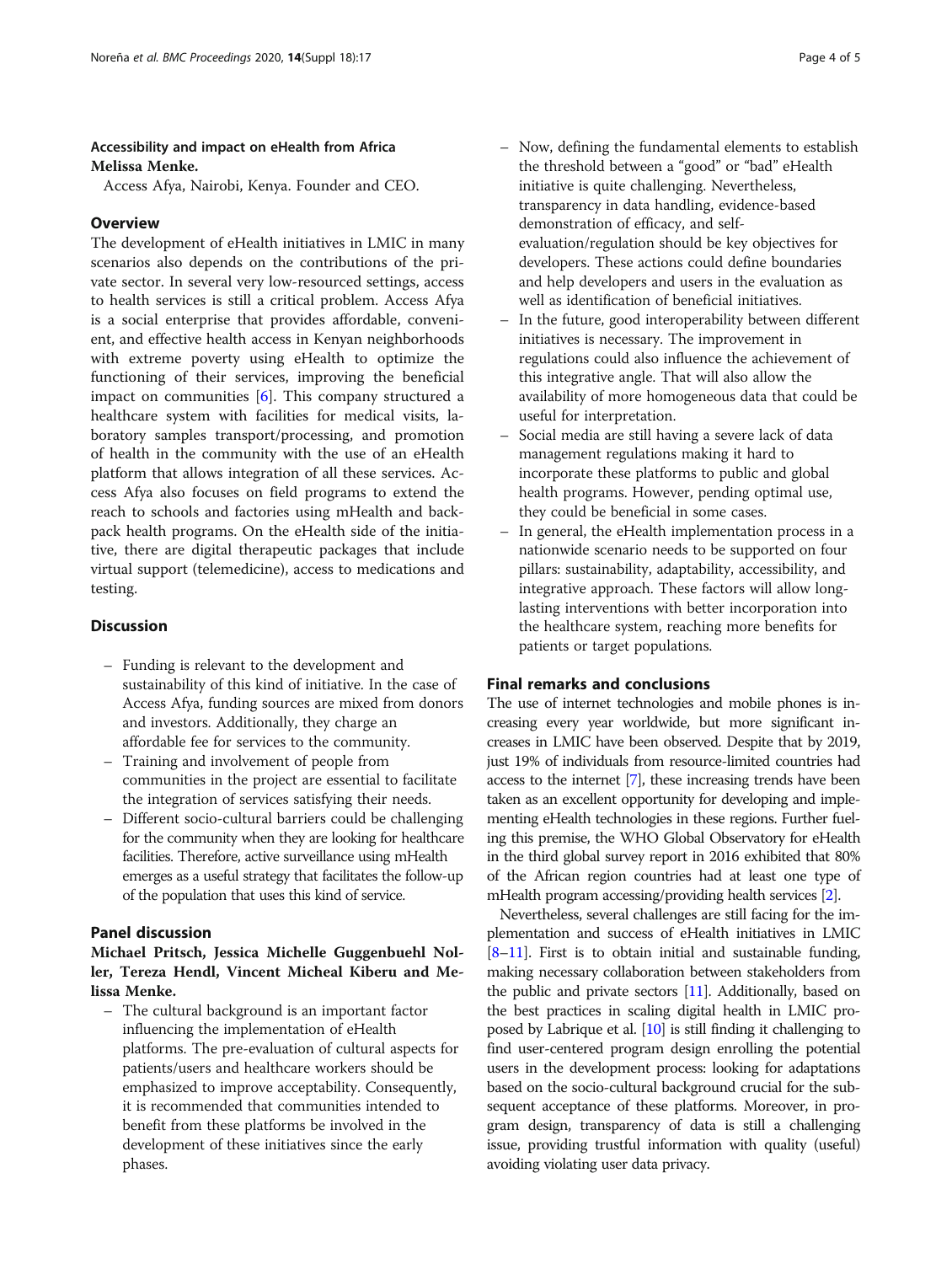### Accessibility and impact on eHealth from Africa

**Melissa Menke.**

Access Afya, Nairobi, Kenya. Founder and CEO.

## Overview

The development of eHealth initiatives in LMIC in many scenarios also depends on the contributions of the private sector. In several very low-resourced settings, access to health services is still a critical problem. Access Afya is a social enterprise that provides affordable, convenient, and effective health access in Kenyan neighborhoods with extreme poverty using eHealth to optimize the functioning of their services, improving the beneficial impact on communities [6]. This company structured a healthcare system with facilities for medical visits, laboratory samples transport/processing, and promotion of health in the community with the use of an eHealth platform that allows integration of all these services. Access Afya also focuses on field programs to extend the reach to schools and factories using mHealth and backpack health programs. On the eHealth side of the initiative, there are digital therapeutic packages that include virtual support (telemedicine), access to medications and testing.

## Discussion

- Funding is relevant to the development and sustainability of this kind of initiative. In the case of Access Afya, funding sources are mixed from donors and investors. Additionally, they charge an affordable fee for services to the community.
- Training and involvement of people from communities in the project are essential to facilitate the integration of services satisfying their needs.
- Different socio-cultural barriers could be challenging for the community when they are looking for healthcare facilities. Therefore, active surveillance using mHealth emerges as a useful strategy that facilitates the follow-up of the population that uses this kind of service.

## Panel discussion

**Michael Pritsch, Jessica Michelle Guggenbuehl Noller, Tereza Hendl, Vincent Micheal Kiberu and Melissa Menke.**

- The cultural background is an important factor influencing the implementation of eHealth platforms. The pre-evaluation of cultural aspects for patients/users and healthcare workers should be emphasized to improve acceptability. Consequently, it is recommended that communities intended to benefit from these platforms be involved in the development of these initiatives since the early phases.
- Now, defining the fundamental elements to establish the threshold between a "good" or "bad" eHealth initiative is quite challenging. Nevertheless, transparency in data handling, evidence-based demonstration of efficacy, and self-evaluation/regulation should be key objectives for developers. These actions could define boundaries and help developers and users in the evaluation as well as identification of beneficial initiatives.
- In the future, good interoperability between different initiatives is necessary. The improvement in regulations could also influence the achievement of this integrative angle. That will also allow the availability of more homogeneous data that could be useful for interpretation.
- Social media are still having a severe lack of data management regulations making it hard to incorporate these platforms to public and global health programs. However, pending optimal use, they could be beneficial in some cases.
- In general, the eHealth implementation process in a nationwide scenario needs to be supported on four pillars: sustainability, adaptability, accessibility, and integrative approach. These factors will allow long-lasting interventions with better incorporation into the healthcare system, reaching more benefits for patients or target populations.

## Final remarks and conclusions

The use of internet technologies and mobile phones is increasing every year worldwide, but more significant increases in LMIC have been observed. Despite that by 2019, just 19% of individuals from resource-limited countries had access to the internet [7], these increasing trends have been taken as an excellent opportunity for developing and implementing eHealth technologies in these regions. Further fueling this premise, the WHO Global Observatory for eHealth in the third global survey report in 2016 exhibited that 80% of the African region countries had at least one type of mHealth program accessing/providing health services [2].

Nevertheless, several challenges are still facing for the implementation and success of eHealth initiatives in LMIC [8–11]. First is to obtain initial and sustainable funding, making necessary collaboration between stakeholders from the public and private sectors [11]. Additionally, based on the best practices in scaling digital health in LMIC proposed by Labrique et al. [10] is still finding it challenging to find user-centered program design enrolling the potential users in the development process: looking for adaptations based on the socio-cultural background crucial for the subsequent acceptance of these platforms. Moreover, in program design, transparency of data is still a challenging issue, providing trustful information with quality (useful) avoiding violating user data privacy.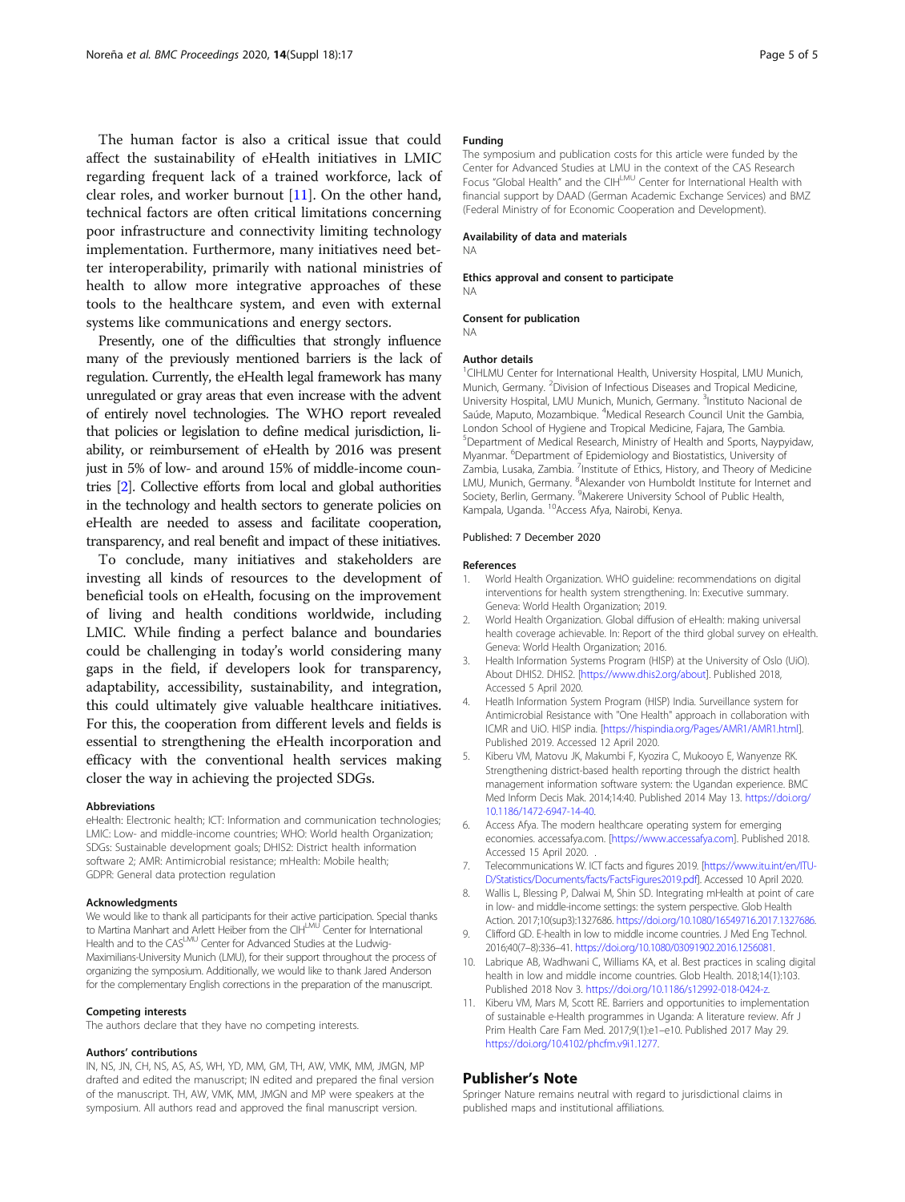The human factor is also a critical issue that could affect the sustainability of eHealth initiatives in LMIC regarding frequent lack of a trained workforce, lack of clear roles, and worker burnout [11]. On the other hand, technical factors are often critical limitations concerning poor infrastructure and connectivity limiting technology implementation. Furthermore, many initiatives need better interoperability, primarily with national ministries of health to allow more integrative approaches of these tools to the healthcare system, and even with external systems like communications and energy sectors.

Presently, one of the difficulties that strongly influence many of the previously mentioned barriers is the lack of regulation. Currently, the eHealth legal framework has many unregulated or gray areas that even increase with the advent of entirely novel technologies. The WHO report revealed that policies or legislation to define medical jurisdiction, liability, or reimbursement of eHealth by 2016 was present just in 5% of low- and around 15% of middle-income countries [2]. Collective efforts from local and global authorities in the technology and health sectors to generate policies on eHealth are needed to assess and facilitate cooperation, transparency, and real benefit and impact of these initiatives.

To conclude, many initiatives and stakeholders are investing all kinds of resources to the development of beneficial tools on eHealth, focusing on the improvement of living and health conditions worldwide, including LMIC. While finding a perfect balance and boundaries could be challenging in today's world considering many gaps in the field, if developers look for transparency, adaptability, accessibility, sustainability, and integration, this could ultimately give valuable healthcare initiatives. For this, the cooperation from different levels and fields is essential to strengthening the eHealth incorporation and efficacy with the conventional health services making closer the way in achieving the projected SDGs.

#### Abbreviations

eHealth: Electronic health; ICT: Information and communication technologies; LMIC: Low- and middle-income countries; WHO: World Health Organization; SDGs: Sustainable development goals; DHIS2: District health information software 2; AMR: Antimicrobial resistance; mHealth: Mobile health; GDPR: General data protection regulation

#### Acknowledgments

We would like to thank all participants for their active participation. Special thanks to Martina Manhart and Arlett Heiber from the CIH[LMU] Center for International Health and to the CAS[LMU] Center for Advanced Studies at the Ludwig-Maximilians-University Munich (LMU), for their support throughout the process of organizing the symposium. Additionally, we would like to thank Jared Anderson for the complementary English corrections in the preparation of the manuscript.

#### Competing interests

The authors declare that they have no competing interests.

#### Authors' contributions

IN, NS, JN, CH, NS, AS, AS, WH, YD, MM, GM, TH, AW, VMK, MM, JMGN, MP drafted and edited the manuscript; IN edited and prepared the final version of the manuscript. TH, AW, VMK, MM, JMGN and MP were speakers at the symposium. All authors read and approved the final manuscript version.

#### Funding

The symposium and publication costs for this article were funded by the Center for Advanced Studies at LMU in the context of the CAS Research Focus "Global Health" and the CIH[LMU] Center for International Health with financial support by DAAD (German Academic Exchange Services) and BMZ (Federal Ministry of for Economic Cooperation and Development).

#### Availability of data and materials

NA

#### Ethics approval and consent to participate

NA

#### Consent for publication

NA

#### Author details

[1]CIHLMU Center for International Health, University Hospital, LMU Munich, Munich, Germany. [2]Division of Infectious Diseases and Tropical Medicine, University Hospital, LMU Munich, Munich, Germany. [3]Instituto Nacional de Saúde, Maputo, Mozambique. [4]Medical Research Council Unit the Gambia, London School of Hygiene and Tropical Medicine, Fajara, The Gambia. [5]Department of Medical Research, Ministry of Health and Sports, Naypyidaw, Myanmar. [6]Department of Epidemiology and Biostatistics, University of Zambia, Lusaka, Zambia. [7]Institute of Ethics, History, and Theory of Medicine LMU, Munich, Germany. [8]Alexander von Humboldt Institute for Internet and Society, Berlin, Germany. [9]Makerere University School of Public Health, Kampala, Uganda. [10]Access Afya, Nairobi, Kenya.

Published: 7 December 2020

#### References

1. World Health Organization. WHO guideline: recommendations on digital interventions for health system strengthening. In: Executive summary. Geneva: World Health Organization; 2019.
2. World Health Organization. Global diffusion of eHealth: making universal health coverage achievable. In: Report of the third global survey on eHealth. Geneva: World Health Organization; 2016.
3. Health Information Systems Program (HISP) at the University of Oslo (UiO). About DHIS2. DHIS2. [https://www.dhis2.org/about]. Published 2018, Accessed 5 April 2020.
4. Heatlh Information System Program (HISP) India. Surveillance system for Antimicrobial Resistance with "One Health" approach in collaboration with ICMR and UiO. HISP india. [https://hispindia.org/Pages/AMR1/AMR1.html]. Published 2019. Accessed 12 April 2020.
5. Kiberu VM, Matovu JK, Makumbi F, Kyozira C, Mukooyo E, Wanyenze RK. Strengthening district-based health reporting through the district health management information software system: the Ugandan experience. BMC Med Inform Decis Mak. 2014;14:40. Published 2014 May 13. https://doi.org/10.1186/1472-6947-14-40.
6. Access Afya. The modern healthcare operating system for emerging economies. accessafya.com. [https://www.accessafya.com]. Published 2018. Accessed 15 April 2020. .
7. Telecommunications W. ICT facts and figures 2019. [https://www.itu.int/en/ITU-D/Statistics/Documents/facts/FactsFigures2019.pdf]. Accessed 10 April 2020.
8. Wallis L, Blessing P, Dalwai M, Shin SD. Integrating mHealth at point of care in low- and middle-income settings: the system perspective. Glob Health Action. 2017;10(sup3):1327686. https://doi.org/10.1080/16549716.2017.1327686.
9. Clifford GD. E-health in low to middle income countries. J Med Eng Technol. 2016;40(7–8):336–41. https://doi.org/10.1080/03091902.2016.1256081.
10. Labrique AB, Wadhwani C, Williams KA, et al. Best practices in scaling digital health in low and middle income countries. Glob Health. 2018;14(1):103. Published 2018 Nov 3. https://doi.org/10.1186/s12992-018-0424-z.
11. Kiberu VM, Mars M, Scott RE. Barriers and opportunities to implementation of sustainable e-Health programmes in Uganda: A literature review. Afr J Prim Health Care Fam Med. 2017;9(1):e1–e10. Published 2017 May 29. https://doi.org/10.4102/phcfm.v9i1.1277.

## Publisher's Note

Springer Nature remains neutral with regard to jurisdictional claims in published maps and institutional affiliations.